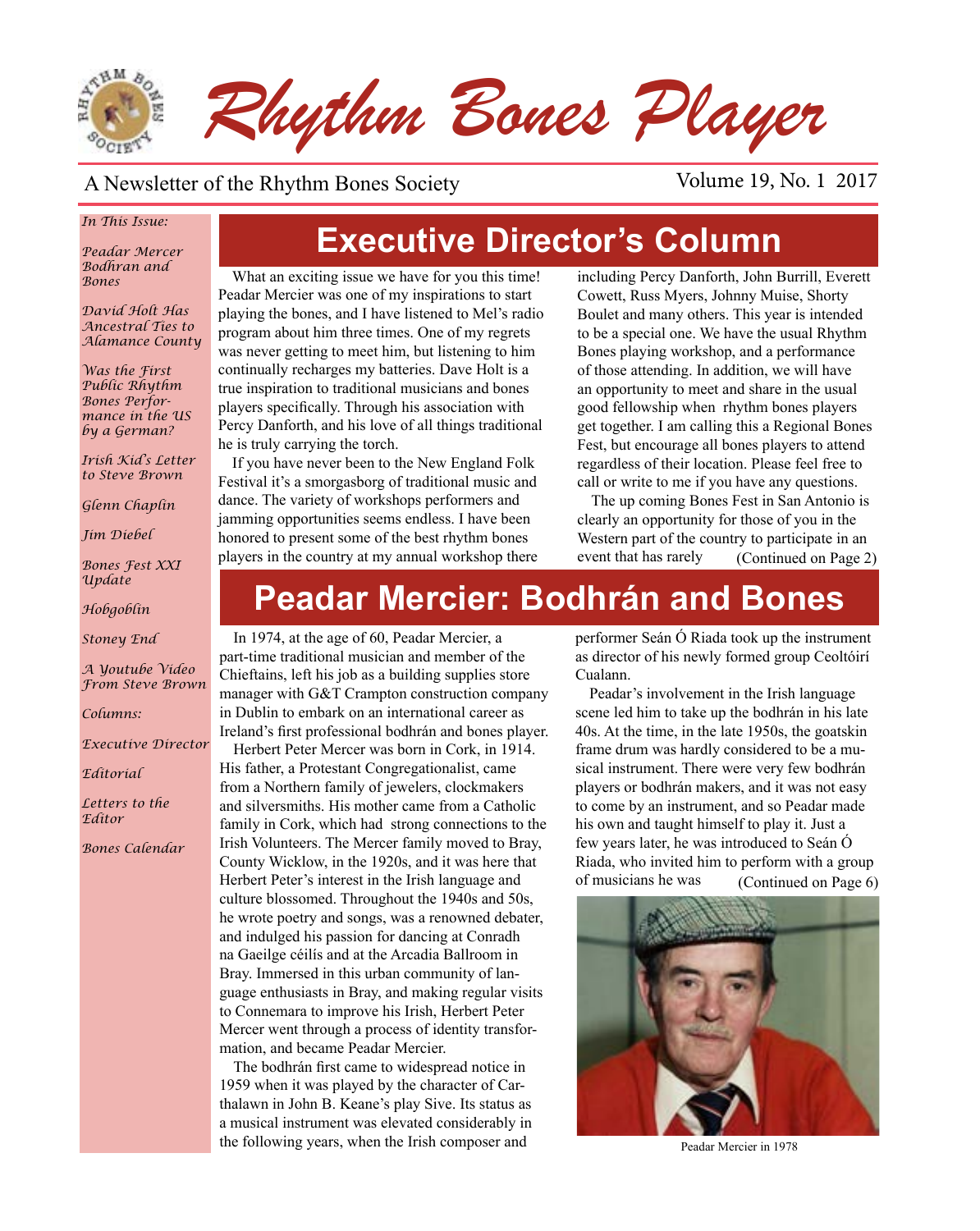# Rhythm Bones Player

A Newsletter of the Rhythm Bones Society

Volume 19, No. 1 2017

*In This Issue:*

*Peadar Mercer Bodhran and Bones*

*David Holt Has Ancestral Ties to Alamance County*

*Was the First Public Rhythm Bones Performance in the US by a German?*

*Irish Kid's Letter to Steve Brown*

*Glenn Chaplin*

*Jim Diebel*

*Bones Fest XXI Update*

*Hobgoblin*

*Stoney End*

*A Youtube Video From Steve Brown*

*Columns:*

*Executive Director*

*Editorial*

*Letters to the Editor*

*Bones Calendar*

## Executive Director's Column

What an exciting issue we have for you this time! Peadar Mercier was one of my inspirations to start playing the bones, and I have listened to Mel's radio program about him three times. One of my regrets was never getting to meet him, but listening to him continually recharges my batteries. Dave Holt is a true inspiration to traditional musicians and bones players specifically. Through his association with Percy Danforth, and his love of all things traditional he is truly carrying the torch.

If you have never been to the New England Folk Festival it's a smorgasborg of traditional music and dance. The variety of workshops performers and jamming opportunities seems endless. I have been honored to present some of the best rhythm bones players in the country at my annual workshop there including Percy Danforth, John Burrill, Everett Cowett, Russ Myers, Johnny Muise, Shorty Boulet and many others. This year is intended to be a special one. We have the usual Rhythm Bones playing workshop, and a performance of those attending. In addition, we will have an opportunity to meet and share in the usual good fellowship when rhythm bones players get together. I am calling this a Regional Bones Fest, but encourage all bones players to attend regardless of their location. Please feel free to call or write to me if you have any questions.

The up coming Bones Fest in San Antonio is clearly an opportunity for those of you in the Western part of the country to participate in an event that has rarely (Continued on Page 2)

## Peadar Mercier: Bodhrán and Bones

In 1974, at the age of 60, Peadar Mercier, a part-time traditional musician and member of the Chieftains, left his job as a building supplies store manager with G&T Crampton construction company in Dublin to embark on an international career as Ireland's first professional bodhrán and bones player.

Herbert Peter Mercer was born in Cork, in 1914. His father, a Protestant Congregationalist, came from a Northern family of jewelers, clockmakers and silversmiths. His mother came from a Catholic family in Cork, which had strong connections to the Irish Volunteers. The Mercer family moved to Bray, County Wicklow, in the 1920s, and it was here that Herbert Peter's interest in the Irish language and culture blossomed. Throughout the 1940s and 50s, he wrote poetry and songs, was a renowned debater, and indulged his passion for dancing at Conradh na Gaeilge céilís and at the Arcadia Ballroom in Bray. Immersed in this urban community of language enthusiasts in Bray, and making regular visits to Connemara to improve his Irish, Herbert Peter Mercer went through a process of identity transformation, and became Peadar Mercier.

The bodhrán first came to widespread notice in 1959 when it was played by the character of Carthalawn in John B. Keane's play Sive. Its status as a musical instrument was elevated considerably in the following years, when the Irish composer and performer Seán Ó Riada took up the instrument as director of his newly formed group Ceoltóirí Cualann.

Peadar's involvement in the Irish language scene led him to take up the bodhrán in his late 40s. At the time, in the late 1950s, the goatskin frame drum was hardly considered to be a musical instrument. There were very few bodhrán players or bodhrán makers, and it was not easy to come by an instrument, and so Peadar made his own and taught himself to play it. Just a few years later, he was introduced to Seán Ó Riada, who invited him to perform with a group of musicians he was (Continued on Page 6)

Peadar Mercier in 1978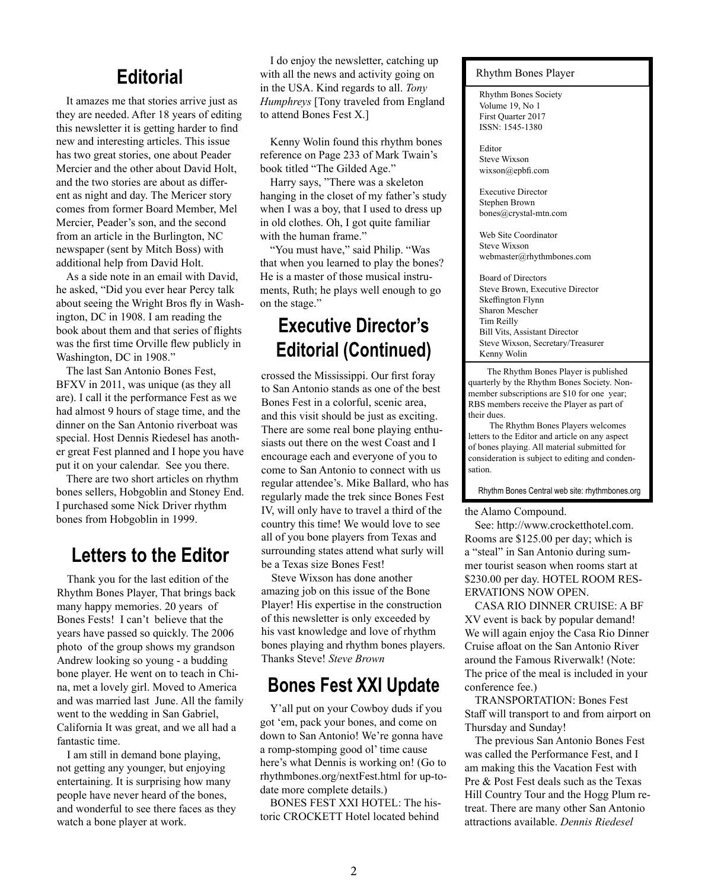## Editorial

It amazes me that stories arrive just as they are needed. After 18 years of editing this newsletter it is getting harder to find new and interesting articles. This issue has two great stories, one about Peader Mercier and the other about David Holt, and the two stories are about as different as night and day. The Mericer story comes from former Board Member, Mel Mercier, Peader's son, and the second from an article in the Burlington, NC newspaper (sent by Mitch Boss) with additional help from David Holt.

As a side note in an email with David, he asked, "Did you ever hear Percy talk about seeing the Wright Bros fly in Washington, DC in 1908. I am reading the book about them and that series of flights was the first time Orville flew publicly in Washington, DC in 1908."

The last San Antonio Bones Fest, BFXV in 2011, was unique (as they all are). I call it the performance Fest as we had almost 9 hours of stage time, and the dinner on the San Antonio riverboat was special. Host Dennis Riedesel has another great Fest planned and I hope you have put it on your calendar. See you there.

There are two short articles on rhythm bones sellers, Hobgoblin and Stoney End. I purchased some Nick Driver rhythm bones from Hobgoblin in 1999.

## Letters to the Editor

Thank you for the last edition of the Rhythm Bones Player, That brings back many happy memories. 20 years of Bones Fests! I can't believe that the years have passed so quickly. The 2006 photo of the group shows my grandson Andrew looking so young - a budding bone player. He went on to teach in China, met a lovely girl. Moved to America and was married last June. All the family went to the wedding in San Gabriel, California It was great, and we all had a fantastic time.

I am still in demand bone playing, not getting any younger, but enjoying entertaining. It is surprising how many people have never heard of the bones, and wonderful to see there faces as they watch a bone player at work.

I do enjoy the newsletter, catching up with all the news and activity going on in the USA. Kind regards to all. *Tony Humphreys* [Tony traveled from England to attend Bones Fest X.]

Kenny Wolin found this rhythm bones reference on Page 233 of Mark Twain's book titled "The Gilded Age."

Harry says, "There was a skeleton hanging in the closet of my father's study when I was a boy, that I used to dress up in old clothes. Oh, I got quite familiar with the human frame."

"You must have," said Philip. "Was that when you learned to play the bones? He is a master of those musical instruments, Ruth; he plays well enough to go on the stage."

## Executive Director's Editorial (Continued)

crossed the Mississippi. Our first foray to San Antonio stands as one of the best Bones Fest in a colorful, scenic area, and this visit should be just as exciting. There are some real bone playing enthusiasts out there on the west Coast and I encourage each and everyone of you to come to San Antonio to connect with us regular attendee's. Mike Ballard, who has regularly made the trek since Bones Fest IV, will only have to travel a third of the country this time! We would love to see all of you bone players from Texas and surrounding states attend what surly will be a Texas size Bones Fest!

Steve Wixson has done another amazing job on this issue of the Bone Player! His expertise in the construction of this newsletter is only exceeded by his vast knowledge and love of rhythm bones playing and rhythm bones players. Thanks Steve! *Steve Brown*

## Bones Fest XXI Update

Y'all put on your Cowboy duds if you got 'em, pack your bones, and come on down to San Antonio! We're gonna have a romp-stomping good ol' time cause here's what Dennis is working on! (Go to rhythmbones.org/nextFest.html for up-to-date more complete details.)

BONES FEST XXI HOTEL: The historic CROCKETT Hotel located behind the Alamo Compound.

See: http://www.crocketthotel.com. Rooms are $125.00 per day; which is a "steal" in San Antonio during summer tourist season when rooms start at $230.00 per day. HOTEL ROOM RESERVATIONS NOW OPEN.

CASA RIO DINNER CRUISE: A BF XV event is back by popular demand! We will again enjoy the Casa Rio Dinner Cruise afloat on the San Antonio River around the Famous Riverwalk! (Note: The price of the meal is included in your conference fee.)

TRANSPORTATION: Bones Fest Staff will transport to and from airport on Thursday and Sunday!

The previous San Antonio Bones Fest was called the Performance Fest, and I am making this the Vacation Fest with Pre & Post Fest deals such as the Texas Hill Country Tour and the Hogg Plum retreat. There are many other San Antonio attractions available. *Dennis Riedesel*

---

**Rhythm Bones Player**

Rhythm Bones Society
Volume 19, No 1
First Quarter 2017
ISSN: 1545-1380

Editor
Steve Wixson
wixson@epbfi.com

Executive Director
Stephen Brown
bones@crystal-mtn.com

Web Site Coordinator
Steve Wixson
webmaster@rhythmbones.com

Board of Directors
Steve Brown, Executive Director
Skeffington Flynn
Sharon Mescher
Tim Reilly
Bill Vits, Assistant Director
Steve Wixson, Secretary/Treasurer
Kenny Wolin

The Rhythm Bones Player is published quarterly by the Rhythm Bones Society. Nonmember subscriptions are $10 for one year; RBS members receive the Player as part of their dues.

The Rhythm Bones Players welcomes letters to the Editor and article on any aspect of bones playing. All material submitted for consideration is subject to editing and condensation.

Rhythm Bones Central web site: rhythmbones.org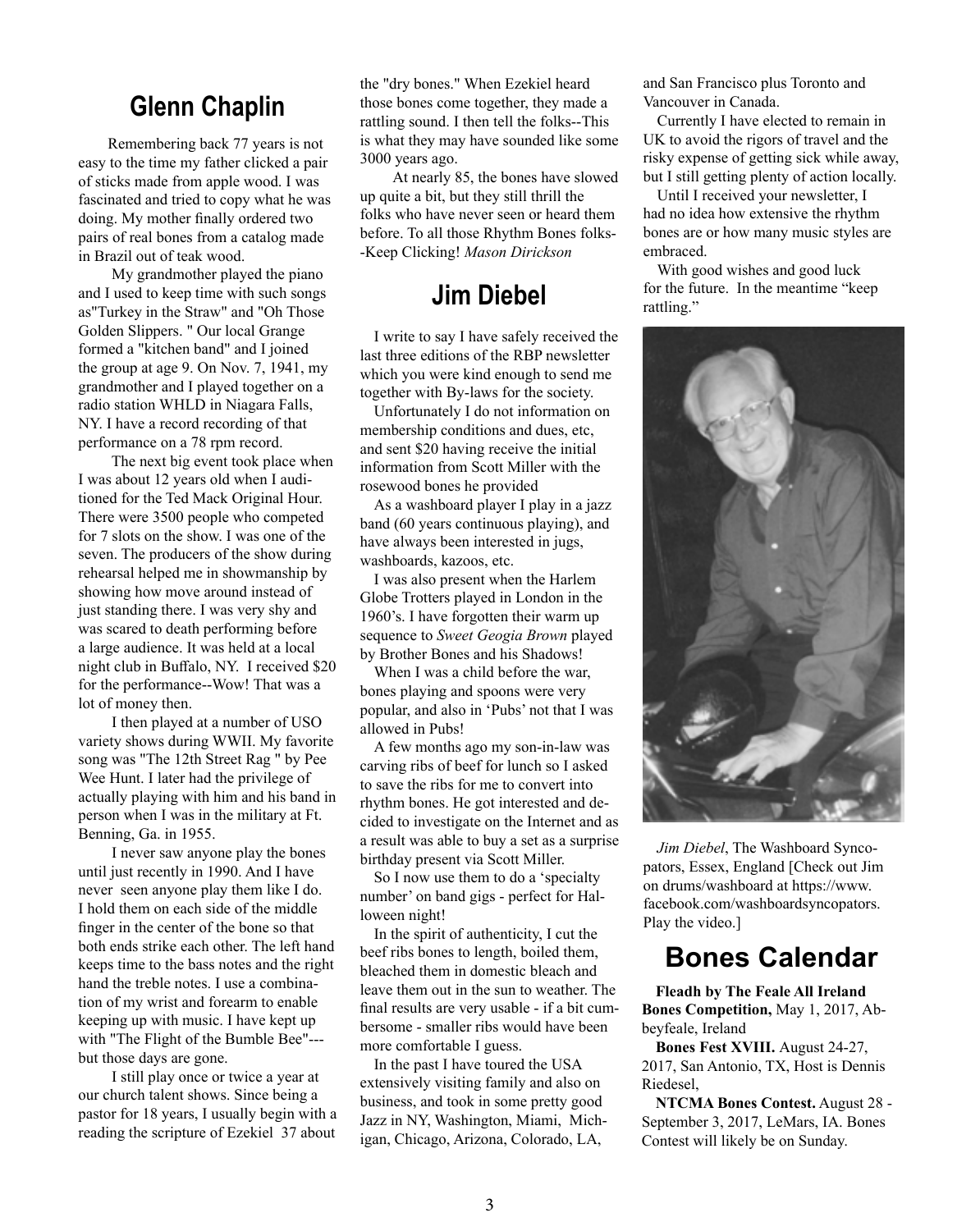## Glenn Chaplin

Remembering back 77 years is not easy to the time my father clicked a pair of sticks made from apple wood. I was fascinated and tried to copy what he was doing. My mother finally ordered two pairs of real bones from a catalog made in Brazil out of teak wood.

My grandmother played the piano and I used to keep time with such songs as"Turkey in the Straw" and "Oh Those Golden Slippers. " Our local Grange formed a "kitchen band" and I joined the group at age 9. On Nov. 7, 1941, my grandmother and I played together on a radio station WHLD in Niagara Falls, NY. I have a record recording of that performance on a 78 rpm record.

The next big event took place when I was about 12 years old when I auditioned for the Ted Mack Original Hour. There were 3500 people who competed for 7 slots on the show. I was one of the seven. The producers of the show during rehearsal helped me in showmanship by showing how move around instead of just standing there. I was very shy and was scared to death performing before a large audience. It was held at a local night club in Buffalo, NY. I received $20 for the performance--Wow! That was a lot of money then.

I then played at a number of USO variety shows during WWII. My favorite song was "The 12th Street Rag " by Pee Wee Hunt. I later had the privilege of actually playing with him and his band in person when I was in the military at Ft. Benning, Ga. in 1955.

I never saw anyone play the bones until just recently in 1990. And I have never seen anyone play them like I do. I hold them on each side of the middle finger in the center of the bone so that both ends strike each other. The left hand keeps time to the bass notes and the right hand the treble notes. I use a combination of my wrist and forearm to enable keeping up with music. I have kept up with "The Flight of the Bumble Bee"---but those days are gone.

I still play once or twice a year at our church talent shows. Since being a pastor for 18 years, I usually begin with a reading the scripture of Ezekiel 37 about the "dry bones." When Ezekiel heard those bones come together, they made a rattling sound. I then tell the folks--This is what they may have sounded like some 3000 years ago.

At nearly 85, the bones have slowed up quite a bit, but they still thrill the folks who have never seen or heard them before. To all those Rhythm Bones folks--Keep Clicking! *Mason Dirickson*

## Jim Diebel

I write to say I have safely received the last three editions of the RBP newsletter which you were kind enough to send me together with By-laws for the society.

Unfortunately I do not information on membership conditions and dues, etc, and sent $20 having receive the initial information from Scott Miller with the rosewood bones he provided

As a washboard player I play in a jazz band (60 years continuous playing), and have always been interested in jugs, washboards, kazoos, etc.

I was also present when the Harlem Globe Trotters played in London in the 1960's. I have forgotten their warm up sequence to *Sweet Geogia Brown* played by Brother Bones and his Shadows!

When I was a child before the war, bones playing and spoons were very popular, and also in 'Pubs' not that I was allowed in Pubs!

A few months ago my son-in-law was carving ribs of beef for lunch so I asked to save the ribs for me to convert into rhythm bones. He got interested and decided to investigate on the Internet and as a result was able to buy a set as a surprise birthday present via Scott Miller.

So I now use them to do a 'specialty number' on band gigs - perfect for Halloween night!

In the spirit of authenticity, I cut the beef ribs bones to length, boiled them, bleached them in domestic bleach and leave them out in the sun to weather. The final results are very usable - if a bit cumbersome - smaller ribs would have been more comfortable I guess.

In the past I have toured the USA extensively visiting family and also on business, and took in some pretty good Jazz in NY, Washington, Miami, Michigan, Chicago, Arizona, Colorado, LA, and San Francisco plus Toronto and Vancouver in Canada.

Currently I have elected to remain in UK to avoid the rigors of travel and the risky expense of getting sick while away, but I still getting plenty of action locally.

Until I received your newsletter, I had no idea how extensive the rhythm bones are or how many music styles are embraced.

With good wishes and good luck for the future. In the meantime "keep rattling."

*Jim Diebel*, The Washboard Syncopators, Essex, England [Check out Jim on drums/washboard at https://www.facebook.com/washboardsyncopators. Play the video.]

## Bones Calendar

**Fleadh by The Feale All Ireland Bones Competition,** May 1, 2017, Abbeyfeale, Ireland

**Bones Fest XVIII.** August 24-27, 2017, San Antonio, TX, Host is Dennis Riedesel,

**NTCMA Bones Contest.** August 28 - September 3, 2017, LeMars, IA. Bones Contest will likely be on Sunday.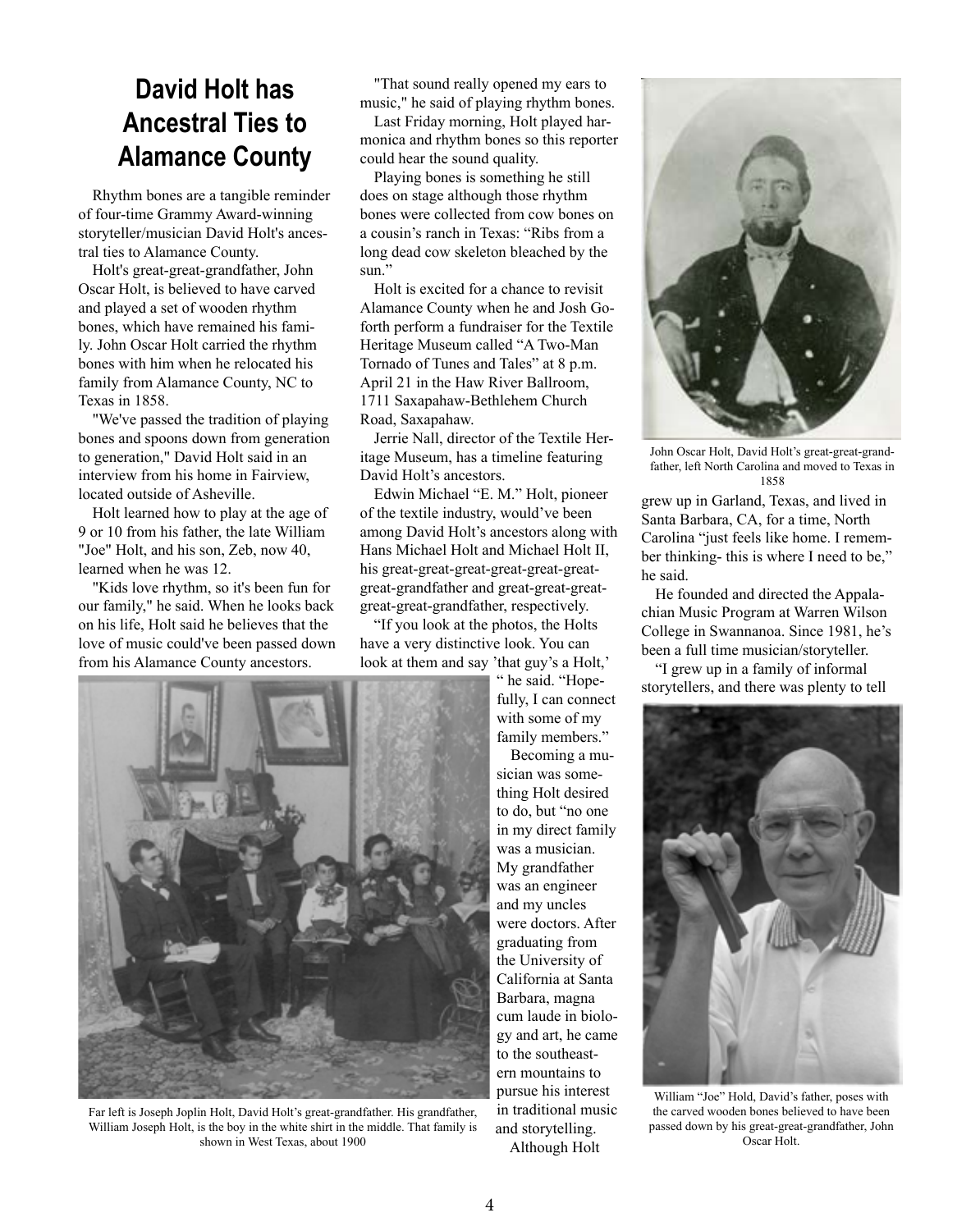# David Holt has Ancestral Ties to Alamance County

Rhythm bones are a tangible reminder of four-time Grammy Award-winning storyteller/musician David Holt's ancestral ties to Alamance County.

Holt's great-great-grandfather, John Oscar Holt, is believed to have carved and played a set of wooden rhythm bones, which have remained his family. John Oscar Holt carried the rhythm bones with him when he relocated his family from Alamance County, NC to Texas in 1858.

"We've passed the tradition of playing bones and spoons down from generation to generation," David Holt said in an interview from his home in Fairview, located outside of Asheville.

Holt learned how to play at the age of 9 or 10 from his father, the late William "Joe" Holt, and his son, Zeb, now 40, learned when he was 12.

"Kids love rhythm, so it's been fun for our family," he said. When he looks back on his life, Holt said he believes that the love of music could've been passed down from his Alamance County ancestors.

"That sound really opened my ears to music," he said of playing rhythm bones.

Last Friday morning, Holt played harmonica and rhythm bones so this reporter could hear the sound quality.

Playing bones is something he still does on stage although those rhythm bones were collected from cow bones on a cousin's ranch in Texas: "Ribs from a long dead cow skeleton bleached by the sun."

Holt is excited for a chance to revisit Alamance County when he and Josh Goforth perform a fundraiser for the Textile Heritage Museum called "A Two-Man Tornado of Tunes and Tales" at 8 p.m. April 21 in the Haw River Ballroom, 1711 Saxapahaw-Bethlehem Church Road, Saxapahaw.

Jerrie Nall, director of the Textile Heritage Museum, has a timeline featuring David Holt's ancestors.

Edwin Michael "E. M." Holt, pioneer of the textile industry, would've been among David Holt's ancestors along with Hans Michael Holt and Michael Holt II, his great-great-great-great-great-great-great-grandfather and great-great-great-great-great-grandfather, respectively.

"If you look at the photos, the Holts have a very distinctive look. You can look at them and say 'that guy's a Holt,' " he said. "Hopefully, I can connect with some of my family members."

Becoming a musician was something Holt desired to do, but "no one in my direct family was a musician. My grandfather was an engineer and my uncles were doctors. After graduating from the University of California at Santa Barbara, magna cum laude in biology and art, he came to the southeastern mountains to pursue his interest in traditional music and storytelling.

Far left is Joseph Joplin Holt, David Holt's great-grandfather. His grandfather, William Joseph Holt, is the boy in the white shirt in the middle. That family is shown in West Texas, about 1900

John Oscar Holt, David Holt's great-great-grandfather, left North Carolina and moved to Texas in 1858

Although Holt grew up in Garland, Texas, and lived in Santa Barbara, CA, for a time, North Carolina "just feels like home. I remember thinking- this is where I need to be," he said.

He founded and directed the Appalachian Music Program at Warren Wilson College in Swannanoa. Since 1981, he's been a full time musician/storyteller.

"I grew up in a family of informal storytellers, and there was plenty to tell

William "Joe" Hold, David's father, poses with the carved wooden bones believed to have been passed down by his great-great-grandfather, John Oscar Holt.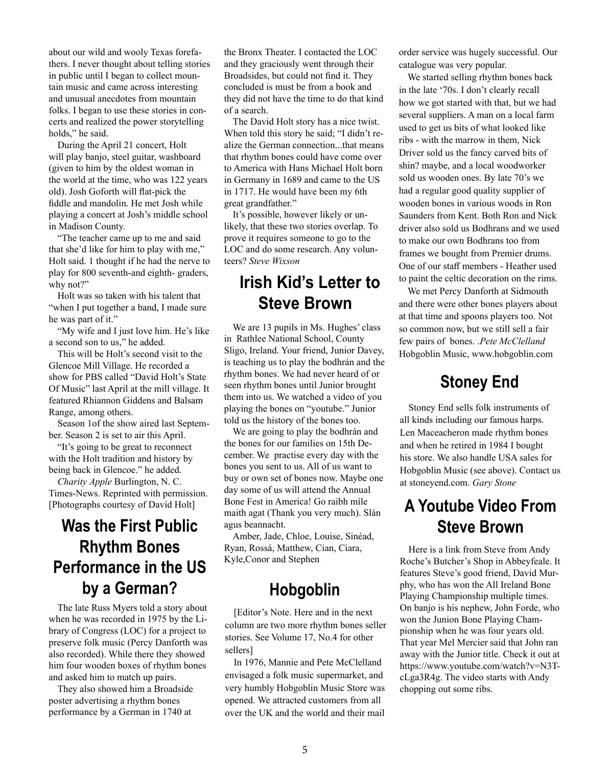about our wild and wooly Texas forefathers. I never thought about telling stories in public until I began to collect mountain music and came across interesting and unusual anecdotes from mountain folks. I began to use these stories in concerts and realized the power storytelling holds," he said.

During the April 21 concert, Holt will play banjo, steel guitar, washboard (given to him by the oldest woman in the world at the time, who was 122 years old). Josh Goforth will flat-pick the fiddle and mandolin. He met Josh while playing a concert at Josh's middle school in Madison County.

"The teacher came up to me and said that she'd like for him to play with me," Holt said. 1 thought if he had the nerve to play for 800 seventh-and eighth- graders, why not?"

Holt was so taken with his talent that "when I put together a band, I made sure he was part of it."

"My wife and I just love him. He's like a second son to us," he added.

This will be Holt's second visit to the Glencoe Mill Village. He recorded a show for PBS called "David Holt's State Of Music" last April at the mill village. It featured Rhiannon Giddens and Balsam Range, among others.

Season 1of the show aired last September. Season 2 is set to air this April.

"It's going to be great to reconnect with the Holt tradition and history by being back in Glencoe." he added.

*Charity Apple* Burlington, N. C. Times-News. Reprinted with permission. [Photographs courtesy of David Holt]

## Was the First Public Rhythm Bones Performance in the US by a German?

The late Russ Myers told a story about when he was recorded in 1975 by the Library of Congress (LOC) for a project to preserve folk music (Percy Danforth was also recorded). While there they showed him four wooden boxes of rhythm bones and asked him to match up pairs.

They also showed him a Broadside poster advertising a rhythm bones performance by a German in 1740 at the Bronx Theater. I contacted the LOC and they graciously went through their Broadsides, but could not find it. They concluded is must be from a book and they did not have the time to do that kind of a search.

The David Holt story has a nice twist. When told this story he said; "I didn't realize the German connection...that means that rhythm bones could have come over to America with Hans Michael Holt born in Germany in 1689 and came to the US in 1717. He would have been my 6th great grandfather."

It's possible, however likely or unlikely, that these two stories overlap. To prove it requires someone to go to the LOC and do some research. Any volunteers? *Steve Wixson*

## Irish Kid's Letter to Steve Brown

We are 13 pupils in Ms. Hughes' class in Rathlee National School, County Sligo, Ireland. Your friend, Junior Davey, is teaching us to play the bodhrán and the rhythm bones. We had never heard of or seen rhythm bones until Junior brought them into us. We watched a video of you playing the bones on "youtube." Junior told us the history of the bones too.

We are going to play the bodhrán and the bones for our families on 15th December. We practise every day with the bones you sent to us. All of us want to buy or own set of bones now. Maybe one day some of us will attend the Annual Bone Fest in America! Go raibh míle maith agat (Thank you very much). Slán agus beannacht.

Amber, Jade, Chloe, Louise, Sinéad, Ryan, Rossá, Matthew, Cian, Ciara, Kyle,Conor and Stephen

## Hobgoblin

[Editor's Note. Here and in the next column are two more rhythm bones seller stories. See Volume 17, No.4 for other sellers]

In 1976, Mannie and Pete McClelland envisaged a folk music supermarket, and very humbly Hobgoblin Music Store was opened. We attracted customers from all over the UK and the world and their mail order service was hugely successful. Our catalogue was very popular.

We started selling rhythm bones back in the late '70s. I don't clearly recall how we got started with that, but we had several suppliers. A man on a local farm used to get us bits of what looked like ribs - with the marrow in them, Nick Driver sold us the fancy carved bits of shin? maybe, and a local woodworker sold us wooden ones. By late 70's we had a regular good quality supplier of wooden bones in various woods in Ron Saunders from Kent. Both Ron and Nick driver also sold us Bodhrans and we used to make our own Bodhrans too from frames we bought from Premier drums. One of our staff members - Heather used to paint the celtic decoration on the rims.

We met Percy Danforth at Sidmouth and there were other bones players about at that time and spoons players too. Not so common now, but we still sell a fair few pairs of bones. .*Pete McClelland* Hobgoblin Music, www.hobgoblin.com

## Stoney End

Stoney End sells folk instruments of all kinds including our famous harps. Len Maceacheron made rhythm bones and when he retired in 1984 I bought his store. We also handle USA sales for Hobgoblin Music (see above). Contact us at stoneyend.com. *Gary Stone*

## A Youtube Video From Steve Brown

Here is a link from Steve from Andy Roche's Butcher's Shop in Abbeyfeale. It features Steve's good friend, David Murphy, who has won the All Ireland Bone Playing Championship multiple times. On banjo is his nephew, John Forde, who won the Junion Bone Playing Championship when he was four years old. That year Mel Mercier said that John ran away with the Junior title. Check it out at https://www.youtube.com/watch?v=N3T-cLga3R4g. The video starts with Andy chopping out some ribs.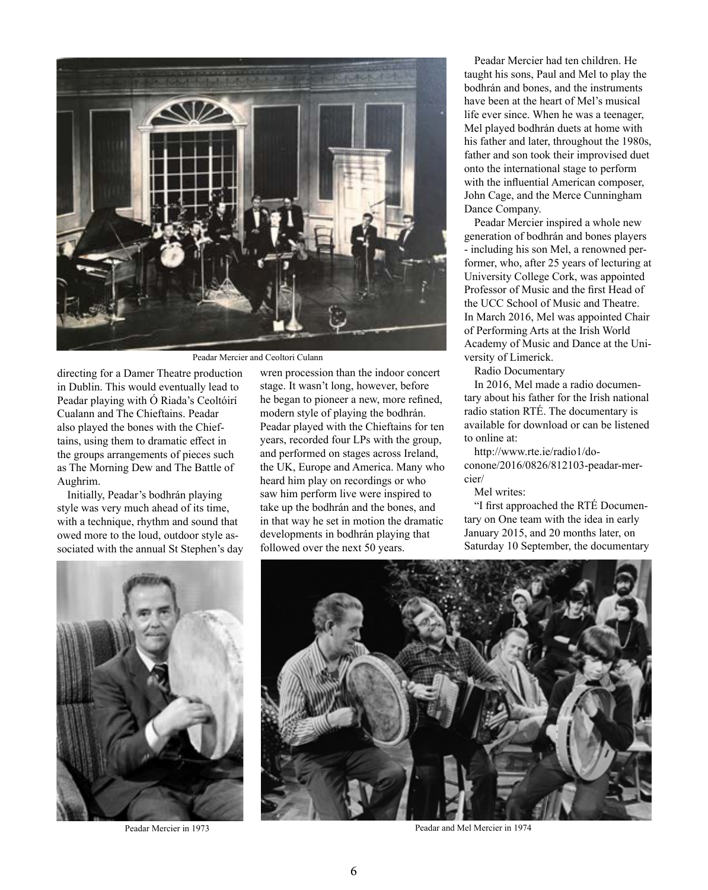Peadar Mercier and Ceoltori Culann

directing for a Damer Theatre production in Dublin. This would eventually lead to Peadar playing with Ó Riada's Ceoltóirí Cualann and The Chieftains. Peadar also played the bones with the Chieftains, using them to dramatic effect in the groups arrangements of pieces such as The Morning Dew and The Battle of Aughrim.

Initially, Peadar's bodhrán playing style was very much ahead of its time, with a technique, rhythm and sound that owed more to the loud, outdoor style associated with the annual St Stephen's day wren procession than the indoor concert stage. It wasn't long, however, before he began to pioneer a new, more refined, modern style of playing the bodhrán. Peadar played with the Chieftains for ten years, recorded four LPs with the group, and performed on stages across Ireland, the UK, Europe and America. Many who heard him play on recordings or who saw him perform live were inspired to take up the bodhrán and the bones, and in that way he set in motion the dramatic developments in bodhrán playing that followed over the next 50 years.

Peadar Mercier had ten children. He taught his sons, Paul and Mel to play the bodhrán and bones, and the instruments have been at the heart of Mel's musical life ever since. When he was a teenager, Mel played bodhrán duets at home with his father and later, throughout the 1980s, father and son took their improvised duet onto the international stage to perform with the influential American composer, John Cage, and the Merce Cunningham Dance Company.

Peadar Mercier inspired a whole new generation of bodhrán and bones players - including his son Mel, a renowned performer, who, after 25 years of lecturing at University College Cork, was appointed Professor of Music and the first Head of the UCC School of Music and Theatre. In March 2016, Mel was appointed Chair of Performing Arts at the Irish World Academy of Music and Dance at the University of Limerick.

Radio Documentary

In 2016, Mel made a radio documentary about his father for the Irish national radio station RTÉ. The documentary is available for download or can be listened to online at:

http://www.rte.ie/radio1/doconone/2016/0826/812103-peadar-mercier/

Mel writes:

"I first approached the RTÉ Documentary on One team with the idea in early January 2015, and 20 months later, on Saturday 10 September, the documentary

Peadar Mercier in 1973

Peadar and Mel Mercier in 1974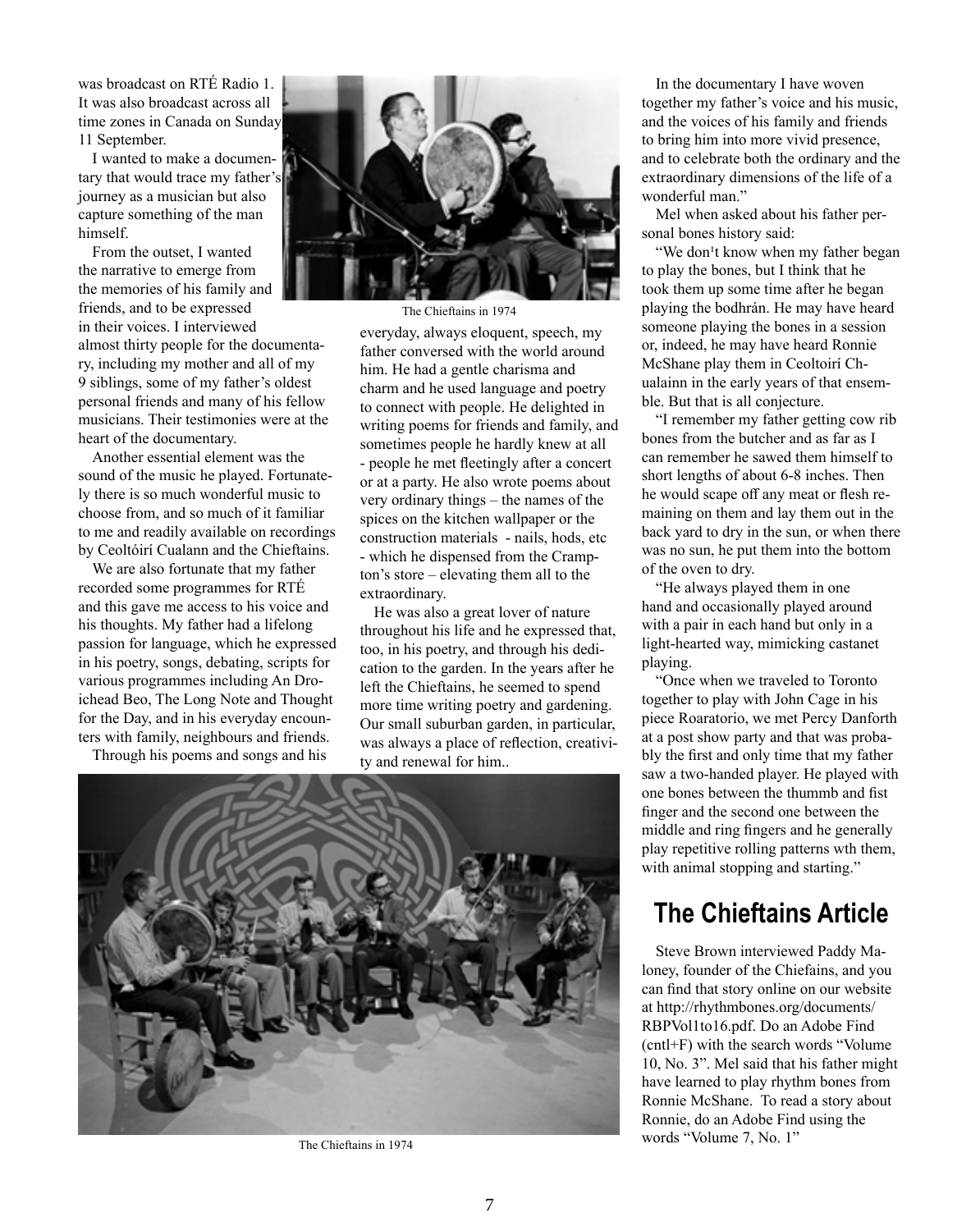was broadcast on RTÉ Radio 1. It was also broadcast across all time zones in Canada on Sunday 11 September.

I wanted to make a documentary that would trace my father's journey as a musician but also capture something of the man himself.

From the outset, I wanted the narrative to emerge from the memories of his family and friends, and to be expressed in their voices. I interviewed almost thirty people for the documentary, including my mother and all of my 9 siblings, some of my father's oldest personal friends and many of his fellow musicians. Their testimonies were at the heart of the documentary.

Another essential element was the sound of the music he played. Fortunately there is so much wonderful music to choose from, and so much of it familiar to me and readily available on recordings by Ceoltóirí Cualann and the Chieftains.

We are also fortunate that my father recorded some programmes for RTÉ and this gave me access to his voice and his thoughts. My father had a lifelong passion for language, which he expressed in his poetry, songs, debating, scripts for various programmes including An Droichead Beo, The Long Note and Thought for the Day, and in his everyday encounters with family, neighbours and friends.

Through his poems and songs and his everyday, always eloquent, speech, my father conversed with the world around him. He had a gentle charisma and charm and he used language and poetry to connect with people. He delighted in writing poems for friends and family, and sometimes people he hardly knew at all - people he met fleetingly after a concert or at a party. He also wrote poems about very ordinary things – the names of the spices on the kitchen wallpaper or the construction materials - nails, hods, etc - which he dispensed from the Crampton's store – elevating them all to the extraordinary.

The Chieftains in 1974

He was also a great lover of nature throughout his life and he expressed that, too, in his poetry, and through his dedication to the garden. In the years after he left the Chieftains, he seemed to spend more time writing poetry and gardening. Our small suburban garden, in particular, was always a place of reflection, creativity and renewal for him..

The Chieftains in 1974

In the documentary I have woven together my father's voice and his music, and the voices of his family and friends to bring him into more vivid presence, and to celebrate both the ordinary and the extraordinary dimensions of the life of a wonderful man."

Mel when asked about his father personal bones history said:

"We don't know when my father began to play the bones, but I think that he took them up some time after he began playing the bodhrán. He may have heard someone playing the bones in a session or, indeed, he may have heard Ronnie McShane play them in Ceoltoirí Chualainn in the early years of that ensemble. But that is all conjecture.

"I remember my father getting cow rib bones from the butcher and as far as I can remember he sawed them himself to short lengths of about 6-8 inches. Then he would scape off any meat or flesh remaining on them and lay them out in the back yard to dry in the sun, or when there was no sun, he put them into the bottom of the oven to dry.

"He always played them in one hand and occasionally played around with a pair in each hand but only in a light-hearted way, mimicking castanet playing.

"Once when we traveled to Toronto together to play with John Cage in his piece Roaratorio, we met Percy Danforth at a post show party and that was probably the first and only time that my father saw a two-handed player. He played with one bones between the thummb and fist finger and the second one between the middle and ring fingers and he generally play repetitive rolling patterns wth them, with animal stopping and starting."

## The Chieftains Article

Steve Brown interviewed Paddy Maloney, founder of the Chiefains, and you can find that story online on our website at http://rhythmbones.org/documents/RBPVol1to16.pdf. Do an Adobe Find (cntl+F) with the search words "Volume 10, No. 3". Mel said that his father might have learned to play rhythm bones from Ronnie McShane. To read a story about Ronnie, do an Adobe Find using the words "Volume 7, No. 1"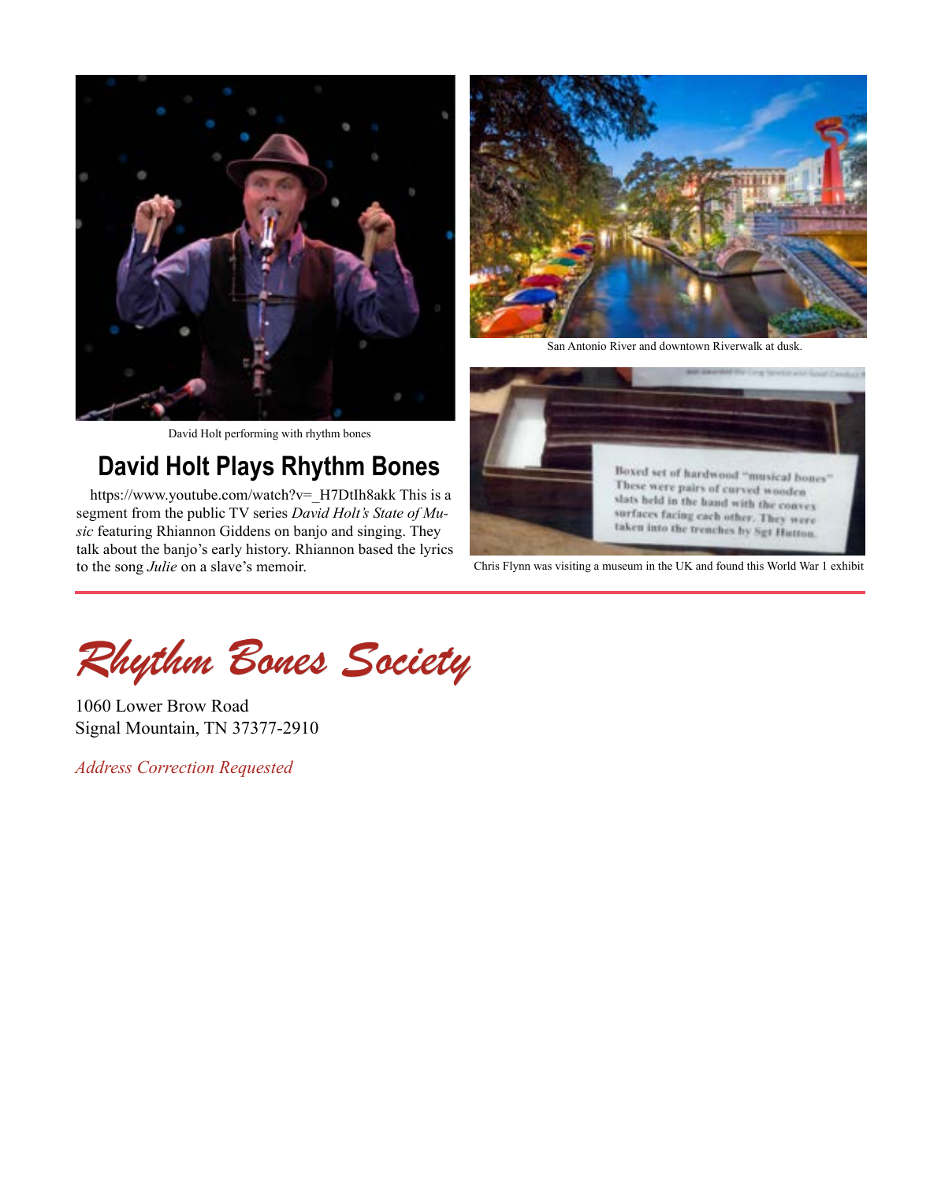David Holt performing with rhythm bones

## David Holt Plays Rhythm Bones

https://www.youtube.com/watch?v=_H7DtIh8akk This is a segment from the public TV series *David Holt's State of Music* featuring Rhiannon Giddens on banjo and singing. They talk about the banjo's early history. Rhiannon based the lyrics to the song *Julie* on a slave's memoir.

San Antonio River and downtown Riverwalk at dusk.

Chris Flynn was visiting a museum in the UK and found this World War 1 exhibit

*Rhythm Bones Society*

1060 Lower Brow Road
Signal Mountain, TN 37377-2910

*Address Correction Requested*